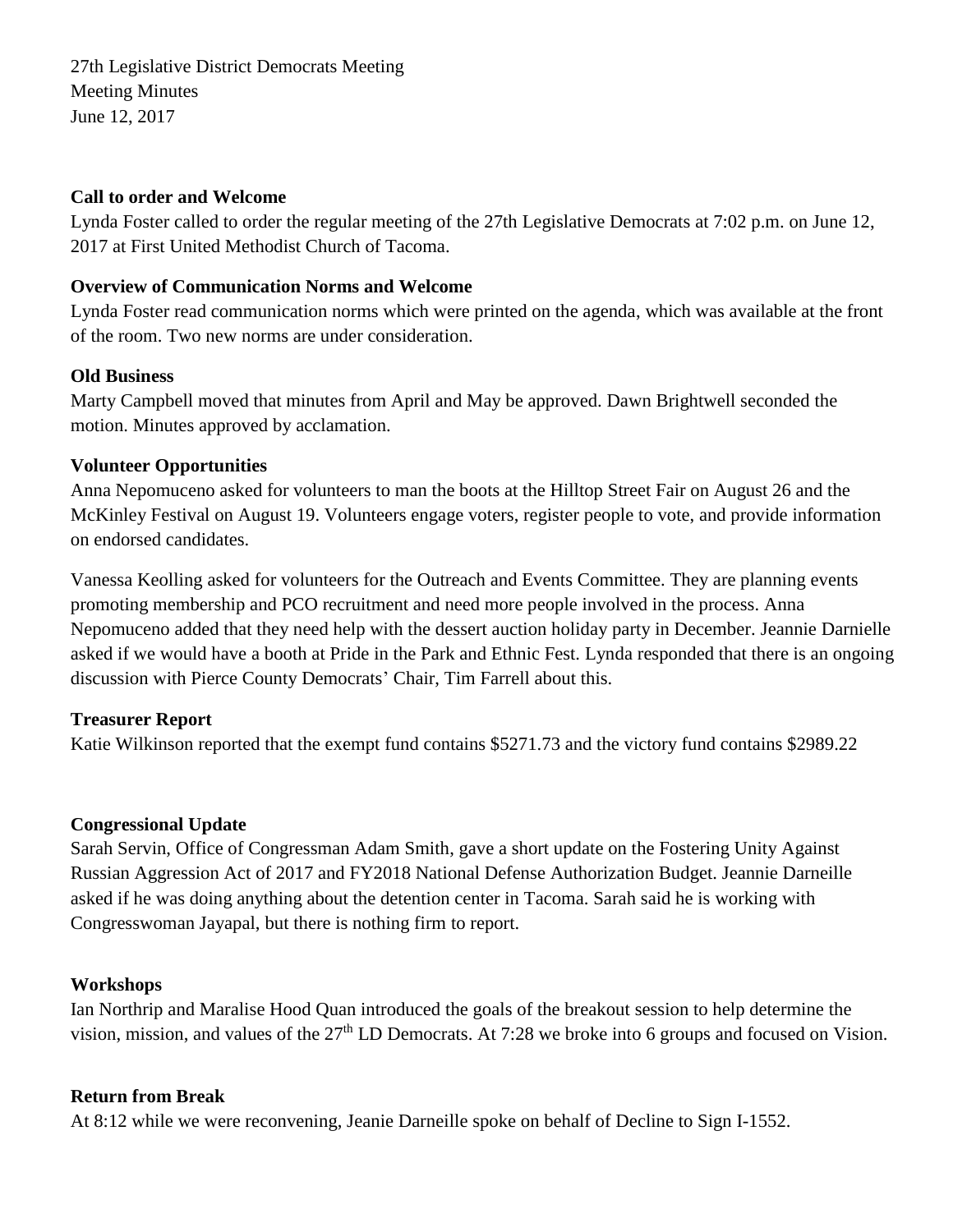27th Legislative District Democrats Meeting
Meeting Minutes
June 12, 2017

**Call to order and Welcome**

Lynda Foster called to order the regular meeting of the 27th Legislative Democrats at 7:02 p.m. on June 12, 2017 at First United Methodist Church of Tacoma.

**Overview of Communication Norms and Welcome**

Lynda Foster read communication norms which were printed on the agenda, which was available at the front of the room. Two new norms are under consideration.

**Old Business**

Marty Campbell moved that minutes from April and May be approved. Dawn Brightwell seconded the motion. Minutes approved by acclamation.

**Volunteer Opportunities**

Anna Nepomuceno asked for volunteers to man the boots at the Hilltop Street Fair on August 26 and the McKinley Festival on August 19. Volunteers engage voters, register people to vote, and provide information on endorsed candidates.

Vanessa Keolling asked for volunteers for the Outreach and Events Committee. They are planning events promoting membership and PCO recruitment and need more people involved in the process. Anna Nepomuceno added that they need help with the dessert auction holiday party in December. Jeannie Darnielle asked if we would have a booth at Pride in the Park and Ethnic Fest. Lynda responded that there is an ongoing discussion with Pierce County Democrats' Chair, Tim Farrell about this.

**Treasurer Report**

Katie Wilkinson reported that the exempt fund contains $5271.73 and the victory fund contains $2989.22

**Congressional Update**

Sarah Servin, Office of Congressman Adam Smith, gave a short update on the Fostering Unity Against Russian Aggression Act of 2017 and FY2018 National Defense Authorization Budget. Jeannie Darneille asked if he was doing anything about the detention center in Tacoma. Sarah said he is working with Congresswoman Jayapal, but there is nothing firm to report.

**Workshops**

Ian Northrip and Maralise Hood Quan introduced the goals of the breakout session to help determine the vision, mission, and values of the 27th LD Democrats. At 7:28 we broke into 6 groups and focused on Vision.

**Return from Break**

At 8:12 while we were reconvening, Jeanie Darneille spoke on behalf of Decline to Sign I-1552.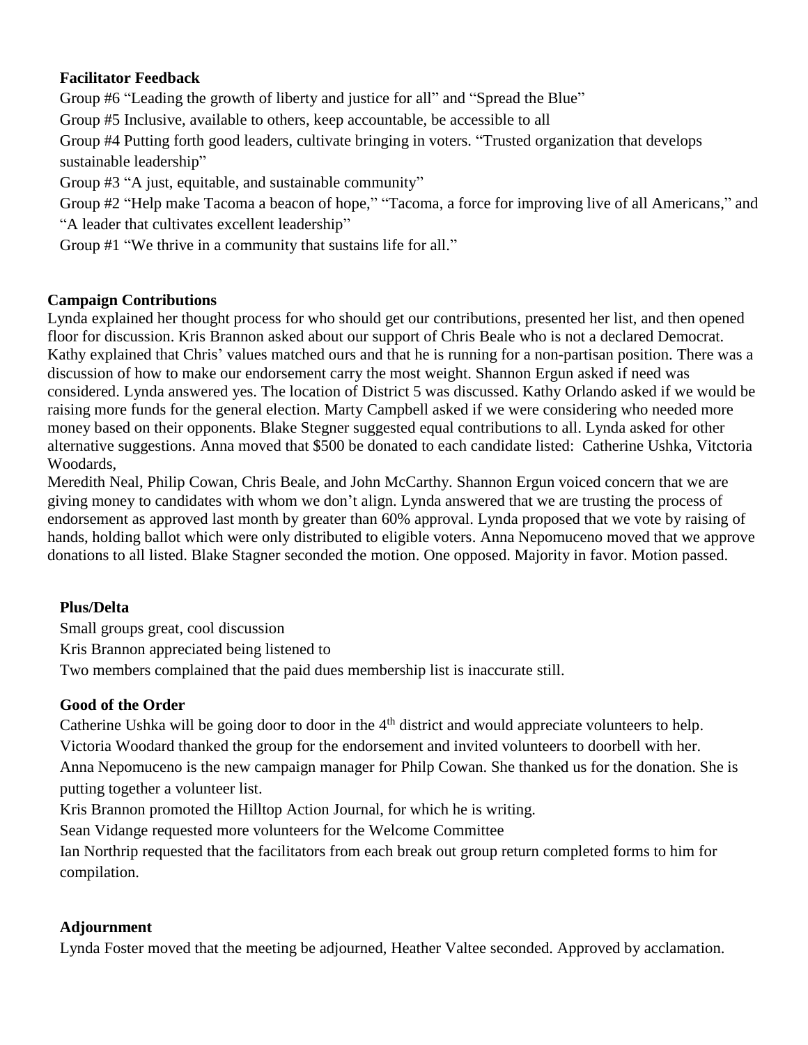**Facilitator Feedback**

Group #6 "Leading the growth of liberty and justice for all" and "Spread the Blue"

Group #5 Inclusive, available to others, keep accountable, be accessible to all

Group #4 Putting forth good leaders, cultivate bringing in voters. "Trusted organization that develops sustainable leadership"

Group #3 "A just, equitable, and sustainable community"

Group #2 "Help make Tacoma a beacon of hope," "Tacoma, a force for improving live of all Americans," and "A leader that cultivates excellent leadership"

Group #1 "We thrive in a community that sustains life for all."

**Campaign Contributions**

Lynda explained her thought process for who should get our contributions, presented her list, and then opened floor for discussion. Kris Brannon asked about our support of Chris Beale who is not a declared Democrat. Kathy explained that Chris' values matched ours and that he is running for a non-partisan position. There was a discussion of how to make our endorsement carry the most weight. Shannon Ergun asked if need was considered. Lynda answered yes. The location of District 5 was discussed. Kathy Orlando asked if we would be raising more funds for the general election. Marty Campbell asked if we were considering who needed more money based on their opponents. Blake Stegner suggested equal contributions to all. Lynda asked for other alternative suggestions. Anna moved that $500 be donated to each candidate listed: Catherine Ushka, Vitctoria Woodards,
Meredith Neal, Philip Cowan, Chris Beale, and John McCarthy. Shannon Ergun voiced concern that we are giving money to candidates with whom we don't align. Lynda answered that we are trusting the process of endorsement as approved last month by greater than 60% approval. Lynda proposed that we vote by raising of hands, holding ballot which were only distributed to eligible voters. Anna Nepomuceno moved that we approve donations to all listed. Blake Stagner seconded the motion. One opposed. Majority in favor. Motion passed.

**Plus/Delta**

Small groups great, cool discussion

Kris Brannon appreciated being listened to

Two members complained that the paid dues membership list is inaccurate still.

**Good of the Order**

Catherine Ushka will be going door to door in the 4th district and would appreciate volunteers to help.

Victoria Woodard thanked the group for the endorsement and invited volunteers to doorbell with her.

Anna Nepomuceno is the new campaign manager for Philp Cowan. She thanked us for the donation. She is putting together a volunteer list.

Kris Brannon promoted the Hilltop Action Journal, for which he is writing.

Sean Vidange requested more volunteers for the Welcome Committee

Ian Northrip requested that the facilitators from each break out group return completed forms to him for compilation.

**Adjournment**

Lynda Foster moved that the meeting be adjourned, Heather Valtee seconded. Approved by acclamation.